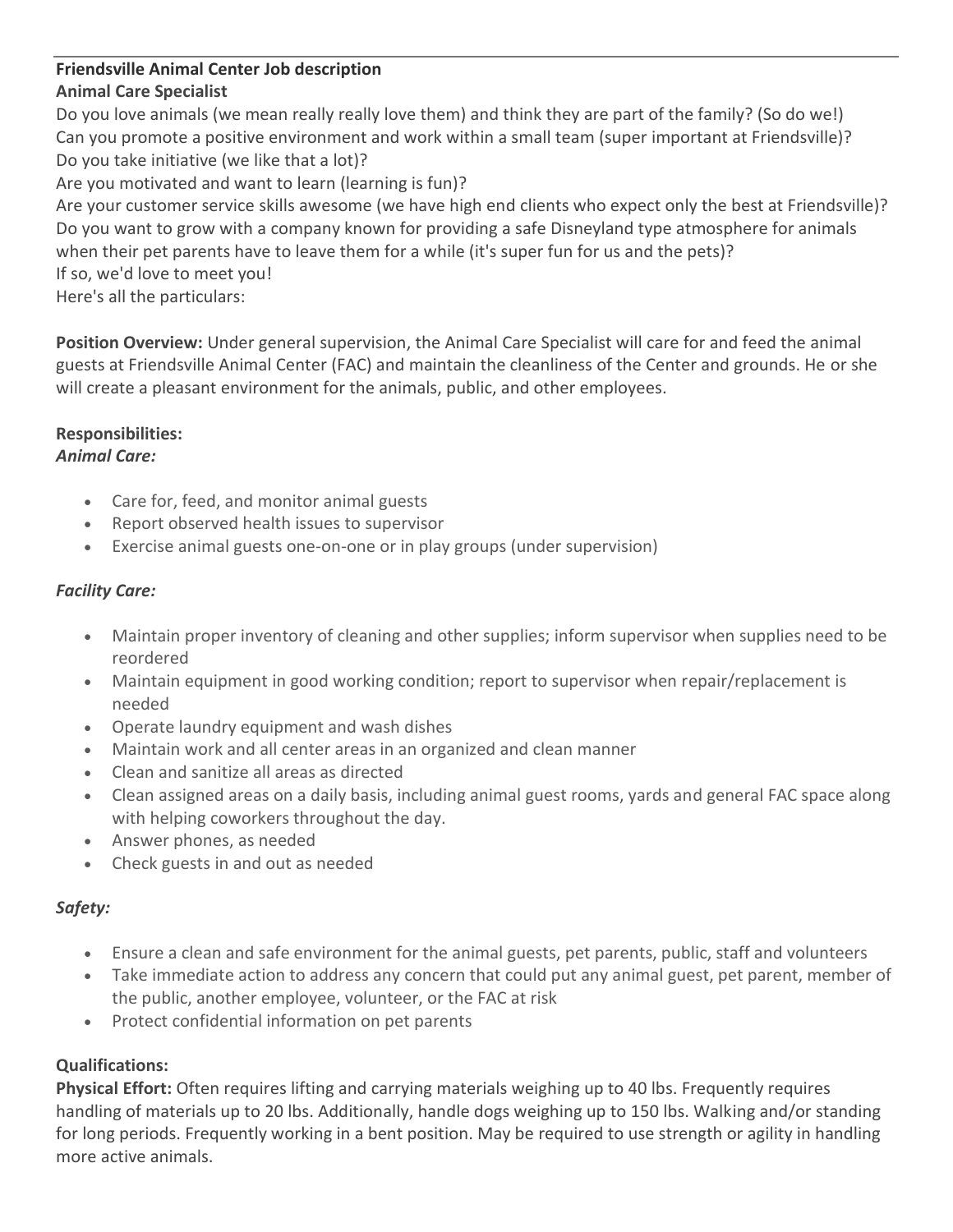**Friendsville Animal Center Job description**
**Animal Care Specialist**

Do you love animals (we mean really really love them) and think they are part of the family? (So do we!)
Can you promote a positive environment and work within a small team (super important at Friendsville)?
Do you take initiative (we like that a lot)?
Are you motivated and want to learn (learning is fun)?
Are your customer service skills awesome (we have high end clients who expect only the best at Friendsville)?
Do you want to grow with a company known for providing a safe Disneyland type atmosphere for animals when their pet parents have to leave them for a while (it's super fun for us and the pets)?
If so, we'd love to meet you!
Here's all the particulars:

**Position Overview:** Under general supervision, the Animal Care Specialist will care for and feed the animal guests at Friendsville Animal Center (FAC) and maintain the cleanliness of the Center and grounds. He or she will create a pleasant environment for the animals, public, and other employees.

**Responsibilities:**

***Animal Care:***

- Care for, feed, and monitor animal guests
- Report observed health issues to supervisor
- Exercise animal guests one-on-one or in play groups (under supervision)

***Facility Care:***

- Maintain proper inventory of cleaning and other supplies; inform supervisor when supplies need to be reordered
- Maintain equipment in good working condition; report to supervisor when repair/replacement is needed
- Operate laundry equipment and wash dishes
- Maintain work and all center areas in an organized and clean manner
- Clean and sanitize all areas as directed
- Clean assigned areas on a daily basis, including animal guest rooms, yards and general FAC space along with helping coworkers throughout the day.
- Answer phones, as needed
- Check guests in and out as needed

***Safety:***

- Ensure a clean and safe environment for the animal guests, pet parents, public, staff and volunteers
- Take immediate action to address any concern that could put any animal guest, pet parent, member of the public, another employee, volunteer, or the FAC at risk
- Protect confidential information on pet parents

**Qualifications:**

**Physical Effort:** Often requires lifting and carrying materials weighing up to 40 lbs. Frequently requires handling of materials up to 20 lbs. Additionally, handle dogs weighing up to 150 lbs. Walking and/or standing for long periods. Frequently working in a bent position. May be required to use strength or agility in handling more active animals.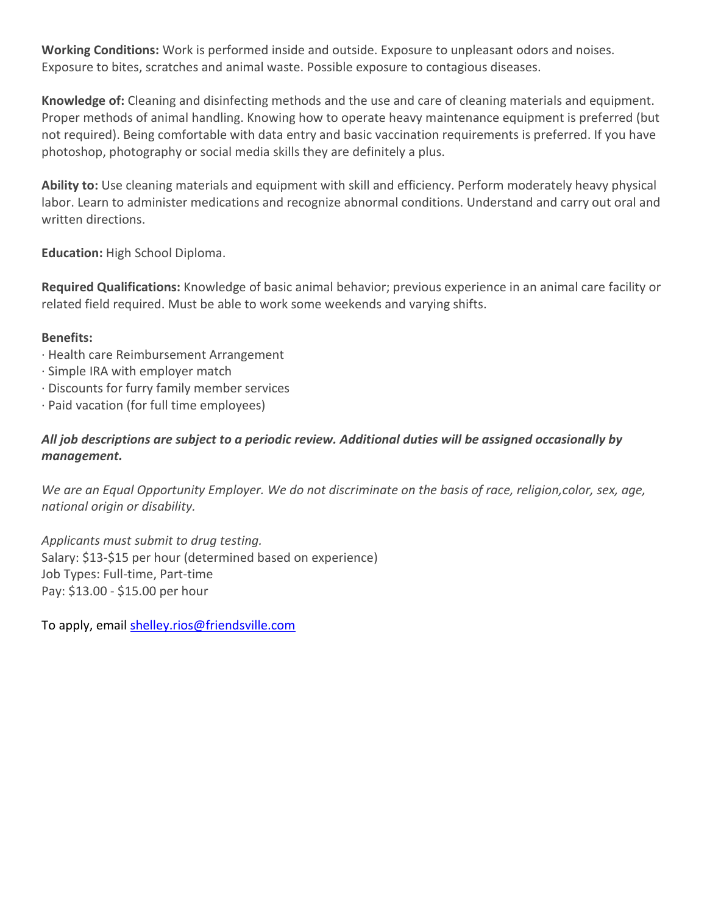**Working Conditions:** Work is performed inside and outside. Exposure to unpleasant odors and noises. Exposure to bites, scratches and animal waste. Possible exposure to contagious diseases.

**Knowledge of:** Cleaning and disinfecting methods and the use and care of cleaning materials and equipment. Proper methods of animal handling. Knowing how to operate heavy maintenance equipment is preferred (but not required). Being comfortable with data entry and basic vaccination requirements is preferred. If you have photoshop, photography or social media skills they are definitely a plus.

**Ability to:** Use cleaning materials and equipment with skill and efficiency. Perform moderately heavy physical labor. Learn to administer medications and recognize abnormal conditions. Understand and carry out oral and written directions.

**Education:** High School Diploma.

**Required Qualifications:** Knowledge of basic animal behavior; previous experience in an animal care facility or related field required. Must be able to work some weekends and varying shifts.

**Benefits:**

- Health care Reimbursement Arrangement
- Simple IRA with employer match
- Discounts for furry family member services
- Paid vacation (for full time employees)

***All job descriptions are subject to a periodic review. Additional duties will be assigned occasionally by management.***

*We are an Equal Opportunity Employer. We do not discriminate on the basis of race, religion,color, sex, age, national origin or disability.*

*Applicants must submit to drug testing.*
Salary: $13-$15 per hour (determined based on experience)
Job Types: Full-time, Part-time
Pay: $13.00 - $15.00 per hour

To apply, email shelley.rios@friendsville.com